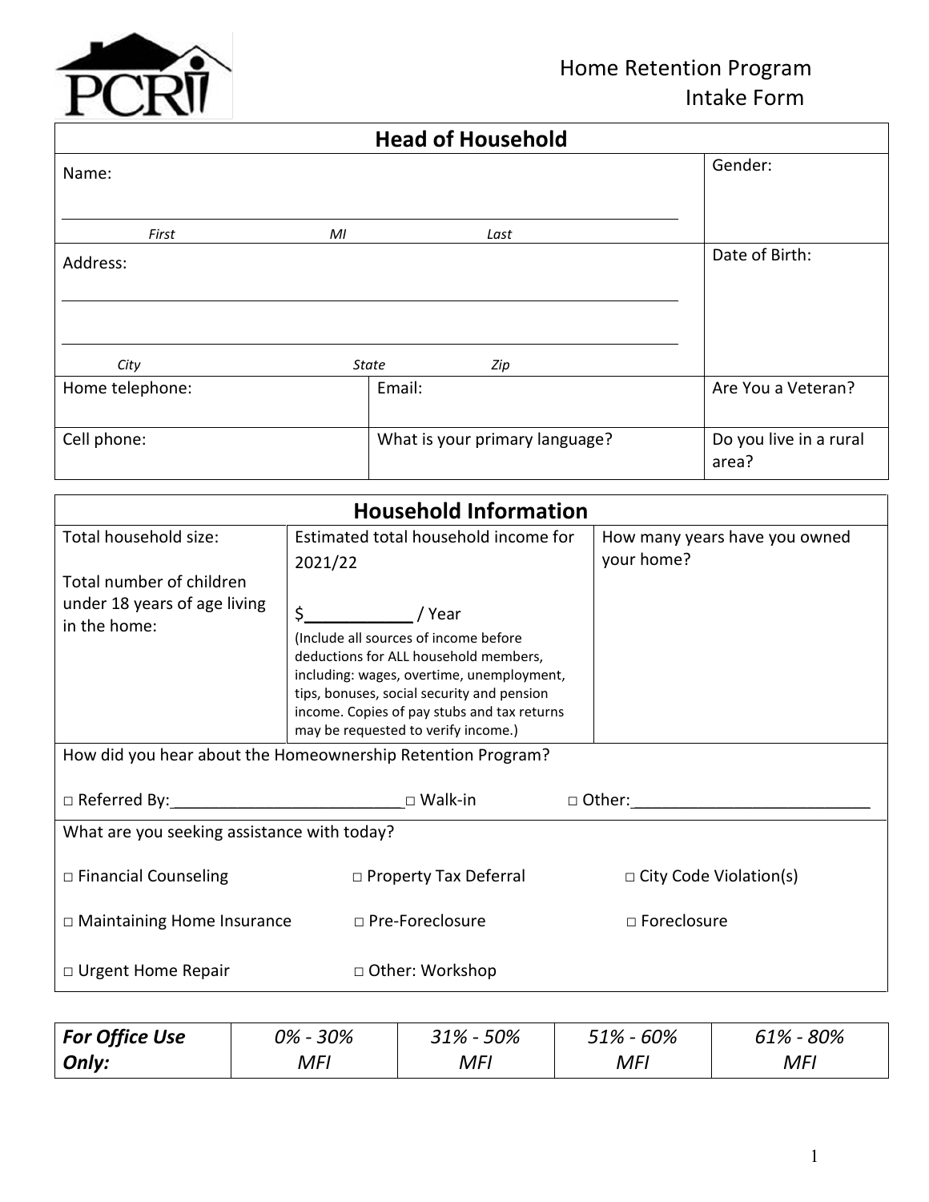PCRI

# Home Retention Program Intake Form

| **Head of Household** | | |
|---|---|---|
| Name: ______________________ *First* *MI* *Last* | | Gender: |
| Address: ______________________ ______________________ *City* *State* *Zip* | | Date of Birth: |
| Home telephone: | Email: | Are You a Veteran? |
| Cell phone: | What is your primary language? | Do you live in a rural area? |

| **Household Information** | | |
|---|---|---|
| Total household size: <br><br> Total number of children under 18 years of age living in the home: | Estimated total household income for 2021/22 <br><br> $____________ / Year <br> (Include all sources of income before deductions for ALL household members, including: wages, overtime, unemployment, tips, bonuses, social security and pension income. Copies of pay stubs and tax returns may be requested to verify income.) | How many years have you owned your home? |
| How did you hear about the Homeownership Retention Program? <br><br> □ Referred By:_________________________ □ Walk-in □ Other:__________________________ | | |
| What are you seeking assistance with today? <br><br> □ Financial Counseling □ Property Tax Deferral □ City Code Violation(s) <br><br> □ Maintaining Home Insurance □ Pre-Foreclosure □ Foreclosure <br><br> □ Urgent Home Repair □ Other: Workshop | | |

| ***For Office Use Only:*** | *0% - 30% MFI* | *31% - 50% MFI* | *51% - 60% MFI* | *61% - 80% MFI* |
|---|---|---|---|---|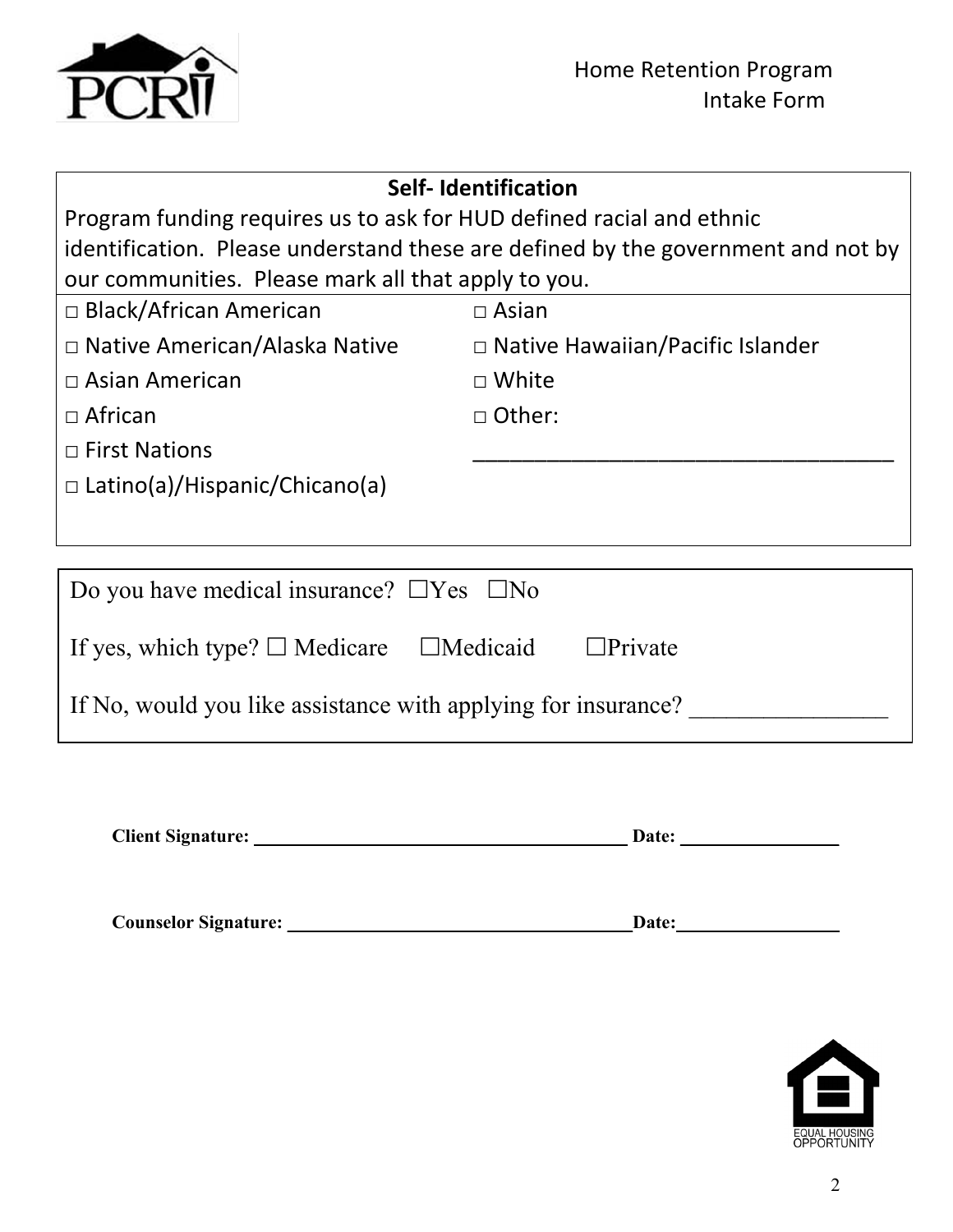Home Retention Program
Intake Form

**Self- Identification**

Program funding requires us to ask for HUD defined racial and ethnic identification. Please understand these are defined by the government and not by our communities. Please mark all that apply to you.

□ Black/African American

□ Native American/Alaska Native

□ Asian American

□ African

□ First Nations

□ Latino(a)/Hispanic/Chicano(a)

□ Asian

□ Native Hawaiian/Pacific Islander

□ White

□ Other: ___________________________________

Do you have medical insurance? ☐Yes ☐No

If yes, which type? ☐ Medicare ☐Medicaid ☐Private

If No, would you like assistance with applying for insurance? ________________

**Client Signature:** ________________________________________ **Date:** ________________

**Counselor Signature:** ____________________________________ **Date:** ________________

EQUAL HOUSING OPPORTUNITY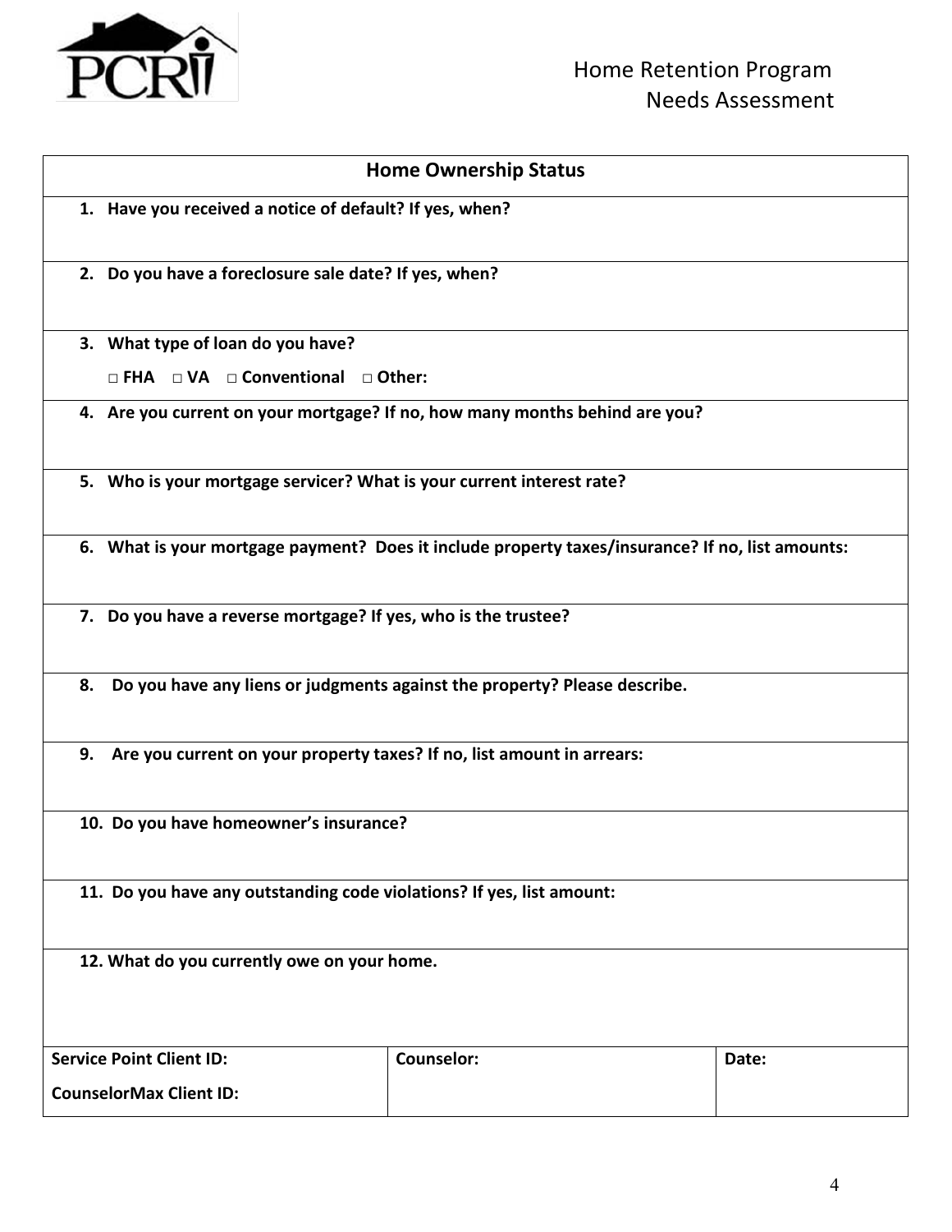PCRI

Home Retention Program
Needs Assessment

## Home Ownership Status

1. **Have you received a notice of default? If yes, when?**

2. **Do you have a foreclosure sale date? If yes, when?**

3. **What type of loan do you have?**

   **□ FHA □ VA □ Conventional □ Other:**

4. **Are you current on your mortgage? If no, how many months behind are you?**

5. **Who is your mortgage servicer? What is your current interest rate?**

6. **What is your mortgage payment? Does it include property taxes/insurance? If no, list amounts:**

7. **Do you have a reverse mortgage? If yes, who is the trustee?**

8. **Do you have any liens or judgments against the property? Please describe.**

9. **Are you current on your property taxes? If no, list amount in arrears:**

10. **Do you have homeowner's insurance?**

11. **Do you have any outstanding code violations? If yes, list amount:**

12. **What do you currently owe on your home.**

| **Service Point Client ID:**<br>**CounselorMax Client ID:** | **Counselor:** | **Date:** |
|---|---|---|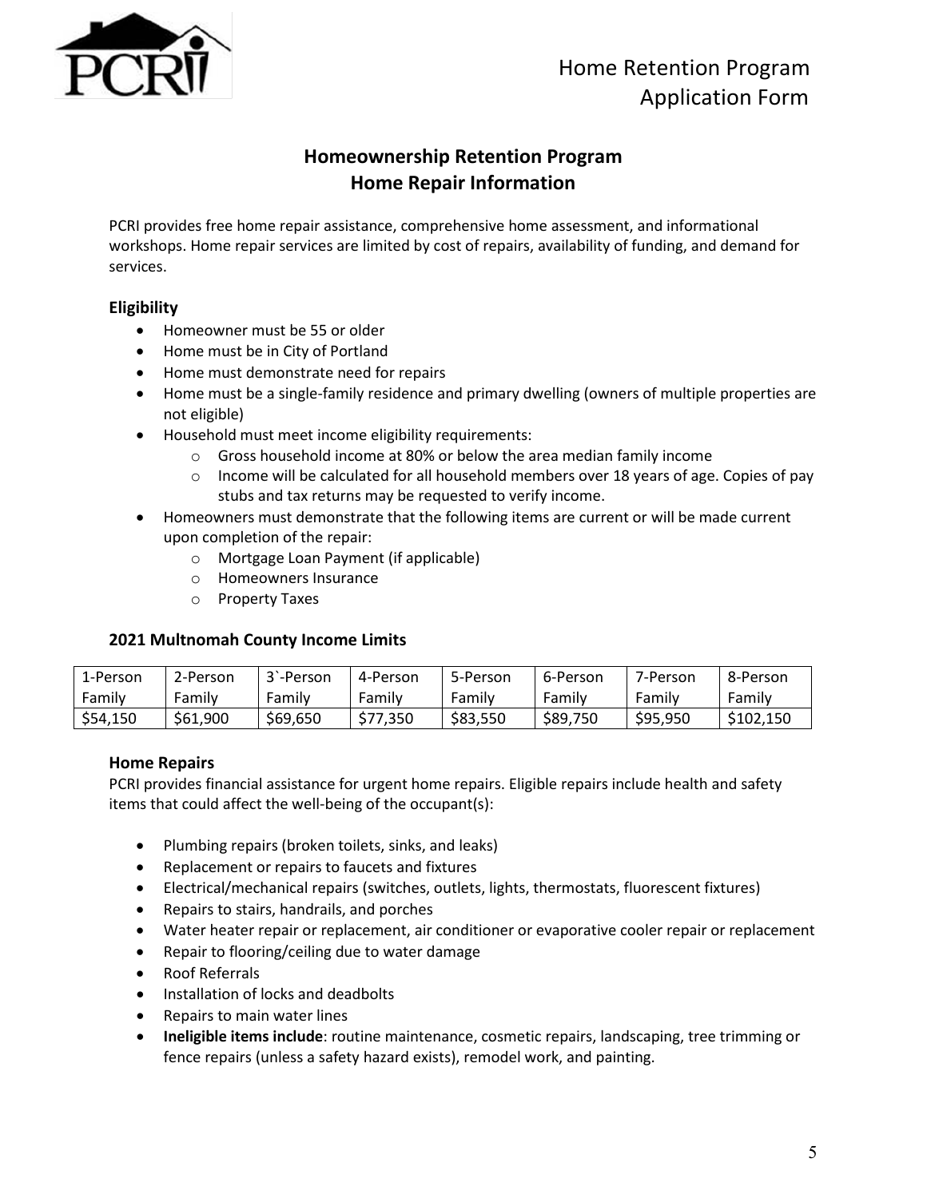# Home Retention Program Application Form

## Homeownership Retention Program
## Home Repair Information

PCRI provides free home repair assistance, comprehensive home assessment, and informational workshops. Home repair services are limited by cost of repairs, availability of funding, and demand for services.

### Eligibility

- Homeowner must be 55 or older
- Home must be in City of Portland
- Home must demonstrate need for repairs
- Home must be a single-family residence and primary dwelling (owners of multiple properties are not eligible)
- Household must meet income eligibility requirements:
  - Gross household income at 80% or below the area median family income
  - Income will be calculated for all household members over 18 years of age. Copies of pay stubs and tax returns may be requested to verify income.
- Homeowners must demonstrate that the following items are current or will be made current upon completion of the repair:
  - Mortgage Loan Payment (if applicable)
  - Homeowners Insurance
  - Property Taxes

### 2021 Multnomah County Income Limits

| 1-Person Family | 2-Person Family | 3`-Person Family | 4-Person Family | 5-Person Family | 6-Person Family | 7-Person Family | 8-Person Family |
|---|---|---|---|---|---|---|---|
| $54,150 | $61,900 | $69,650 | $77,350 | $83,550 | $89,750 | $95,950 | $102,150 |

### Home Repairs

PCRI provides financial assistance for urgent home repairs. Eligible repairs include health and safety items that could affect the well-being of the occupant(s):

- Plumbing repairs (broken toilets, sinks, and leaks)
- Replacement or repairs to faucets and fixtures
- Electrical/mechanical repairs (switches, outlets, lights, thermostats, fluorescent fixtures)
- Repairs to stairs, handrails, and porches
- Water heater repair or replacement, air conditioner or evaporative cooler repair or replacement
- Repair to flooring/ceiling due to water damage
- Roof Referrals
- Installation of locks and deadbolts
- Repairs to main water lines
- **Ineligible items include**: routine maintenance, cosmetic repairs, landscaping, tree trimming or fence repairs (unless a safety hazard exists), remodel work, and painting.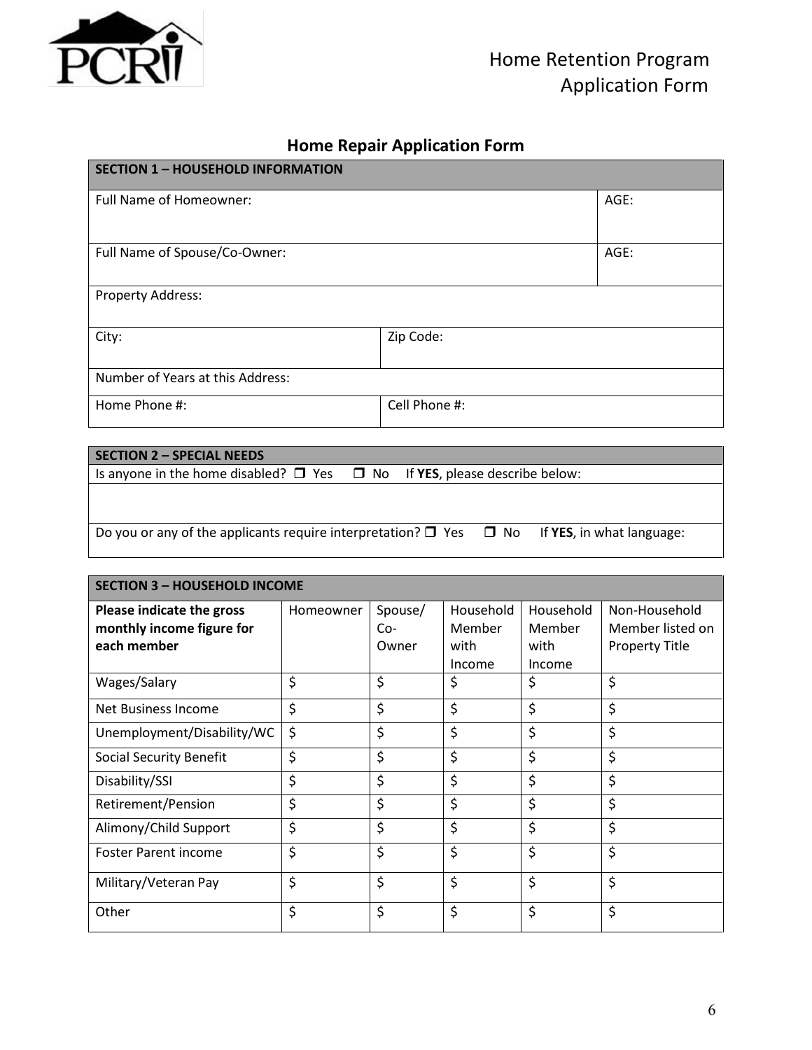Home Retention Program
Application Form

## Home Repair Application Form

| SECTION 1 – HOUSEHOLD INFORMATION | |
|---|---|
| Full Name of Homeowner: | AGE: |
| Full Name of Spouse/Co-Owner: | AGE: |
| Property Address: | |
| City: | Zip Code: |
| Number of Years at this Address: | |
| Home Phone #: | Cell Phone #: |

| SECTION 2 – SPECIAL NEEDS |
|---|
| Is anyone in the home disabled? ☐ Yes ☐ No If **YES**, please describe below: |
| |
| Do you or any of the applicants require interpretation? ☐ Yes ☐ No If **YES**, in what language: |

| SECTION 3 – HOUSEHOLD INCOME | | | | | |
|---|---|---|---|---|---|
| **Please indicate the gross monthly income figure for each member** | Homeowner | Spouse/ Co-Owner | Household Member with Income | Household Member with Income | Non-Household Member listed on Property Title |
| Wages/Salary | $ | $ | $ | $ | $ |
| Net Business Income | $ | $ | $ | $ | $ |
| Unemployment/Disability/WC | $ | $ | $ | $ | $ |
| Social Security Benefit | $ | $ | $ | $ | $ |
| Disability/SSI | $ | $ | $ | $ | $ |
| Retirement/Pension | $ | $ | $ | $ | $ |
| Alimony/Child Support | $ | $ | $ | $ | $ |
| Foster Parent income | $ | $ | $ | $ | $ |
| Military/Veteran Pay | $ | $ | $ | $ | $ |
| Other | $ | $ | $ | $ | $ |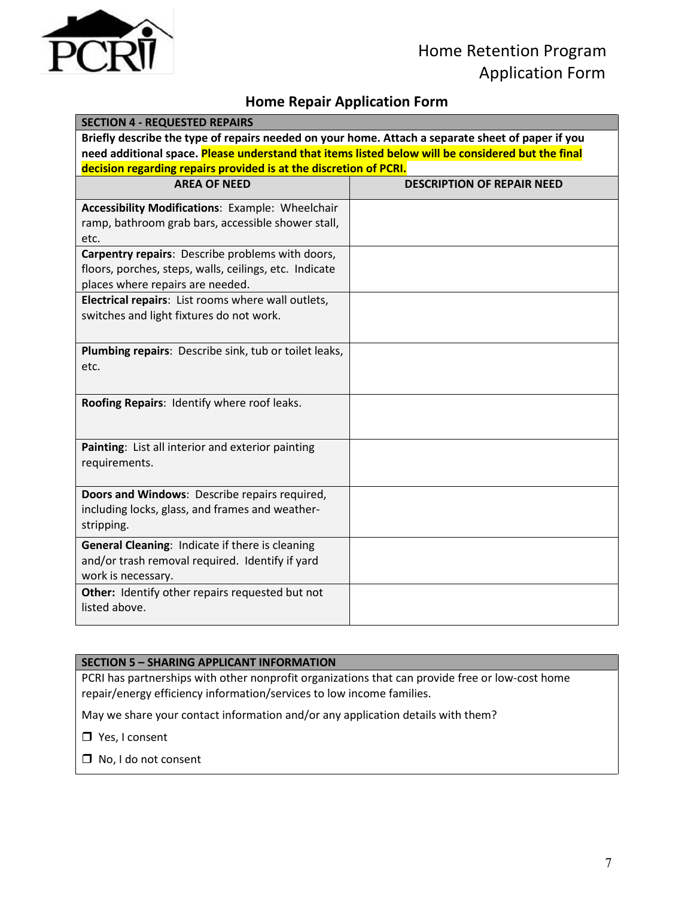Home Retention Program
Application Form

## Home Repair Application Form

**SECTION 4 - REQUESTED REPAIRS**

**Briefly describe the type of repairs needed on your home. Attach a separate sheet of paper if you need additional space. Please understand that items listed below will be considered but the final decision regarding repairs provided is at the discretion of PCRI.**

| AREA OF NEED | DESCRIPTION OF REPAIR NEED |
|---|---|
| **Accessibility Modifications**: Example: Wheelchair ramp, bathroom grab bars, accessible shower stall, etc. | |
| **Carpentry repairs**: Describe problems with doors, floors, porches, steps, walls, ceilings, etc. Indicate places where repairs are needed. | |
| **Electrical repairs**: List rooms where wall outlets, switches and light fixtures do not work. | |
| **Plumbing repairs**: Describe sink, tub or toilet leaks, etc. | |
| **Roofing Repairs**: Identify where roof leaks. | |
| **Painting**: List all interior and exterior painting requirements. | |
| **Doors and Windows**: Describe repairs required, including locks, glass, and frames and weather-stripping. | |
| **General Cleaning**: Indicate if there is cleaning and/or trash removal required. Identify if yard work is necessary. | |
| **Other:** Identify other repairs requested but not listed above. | |

**SECTION 5 – SHARING APPLICANT INFORMATION**

PCRI has partnerships with other nonprofit organizations that can provide free or low-cost home repair/energy efficiency information/services to low income families.

May we share your contact information and/or any application details with them?

- ☐ Yes, I consent
- ☐ No, I do not consent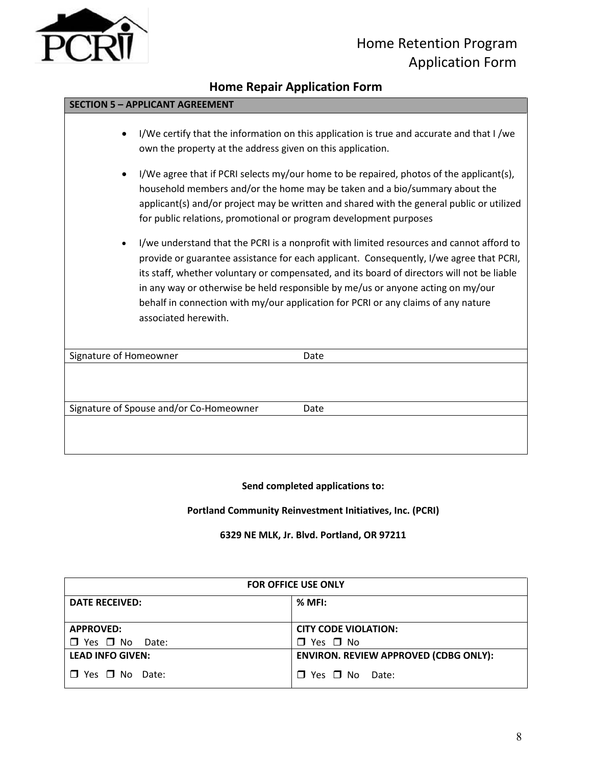# Home Retention Program Application Form

## Home Repair Application Form

| SECTION 5 – APPLICANT AGREEMENT | |
|---|---|

- I/We certify that the information on this application is true and accurate and that I /we own the property at the address given on this application.
- I/We agree that if PCRI selects my/our home to be repaired, photos of the applicant(s), household members and/or the home may be taken and a bio/summary about the applicant(s) and/or project may be written and shared with the general public or utilized for public relations, promotional or program development purposes
- I/we understand that the PCRI is a nonprofit with limited resources and cannot afford to provide or guarantee assistance for each applicant. Consequently, I/we agree that PCRI, its staff, whether voluntary or compensated, and its board of directors will not be liable in any way or otherwise be held responsible by me/us or anyone acting on my/our behalf in connection with my/our application for PCRI or any claims of any nature associated herewith.

| Signature of Homeowner | Date |
|---|---|
| | |
| **Signature of Spouse and/or Co-Homeowner** | **Date** |
| | |

**Send completed applications to:**

**Portland Community Reinvestment Initiatives, Inc. (PCRI)**

**6329 NE MLK, Jr. Blvd. Portland, OR 97211**

| FOR OFFICE USE ONLY | |
|---|---|
| **DATE RECEIVED:** | **% MFI:** |
| **APPROVED:**<br>❒ Yes ❒ No Date: | **CITY CODE VIOLATION:**<br>❒ Yes ❒ No |
| **LEAD INFO GIVEN:**<br>❒ Yes ❒ No Date: | **ENVIRON. REVIEW APPROVED (CDBG ONLY):**<br>❒ Yes ❒ No Date: |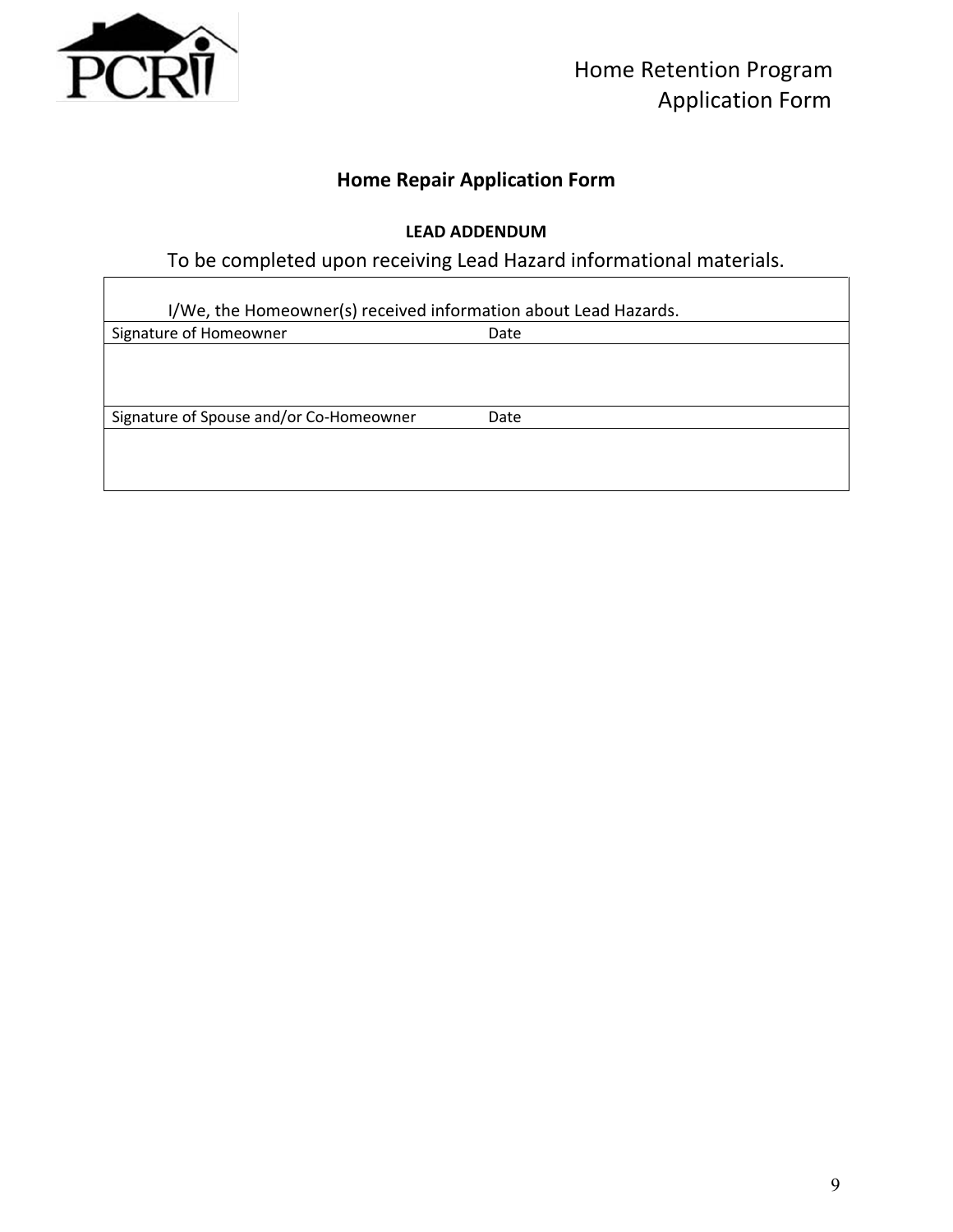Home Retention Program
Application Form

## Home Repair Application Form

**LEAD ADDENDUM**

To be completed upon receiving Lead Hazard informational materials.

| | |
|---|---|
| I/We, the Homeowner(s) received information about Lead Hazards. | |
| Signature of Homeowner | Date |
| | |
| Signature of Spouse and/or Co-Homeowner | Date |
| | |